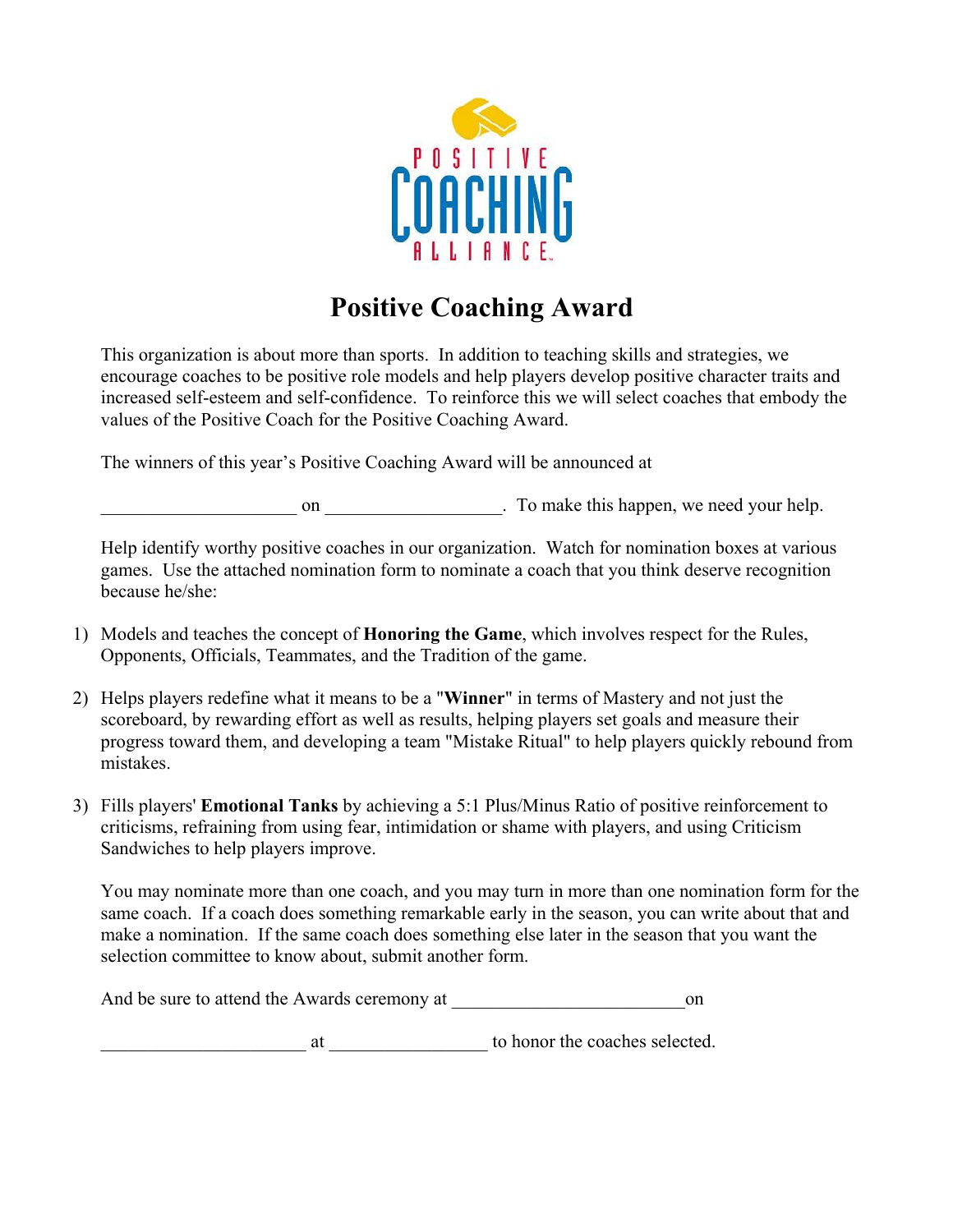POSITIVE COACHING ALLIANCE

# Positive Coaching Award

This organization is about more than sports. In addition to teaching skills and strategies, we encourage coaches to be positive role models and help players develop positive character traits and increased self-esteem and self-confidence. To reinforce this we will select coaches that embody the values of the Positive Coach for the Positive Coaching Award.

The winners of this year's Positive Coaching Award will be announced at

____________________ on __________________. To make this happen, we need your help.

Help identify worthy positive coaches in our organization. Watch for nomination boxes at various games. Use the attached nomination form to nominate a coach that you think deserve recognition because he/she:

1) Models and teaches the concept of **Honoring the Game**, which involves respect for the Rules, Opponents, Officials, Teammates, and the Tradition of the game.

2) Helps players redefine what it means to be a "**Winner**" in terms of Mastery and not just the scoreboard, by rewarding effort as well as results, helping players set goals and measure their progress toward them, and developing a team "Mistake Ritual" to help players quickly rebound from mistakes.

3) Fills players' **Emotional Tanks** by achieving a 5:1 Plus/Minus Ratio of positive reinforcement to criticisms, refraining from using fear, intimidation or shame with players, and using Criticism Sandwiches to help players improve.

You may nominate more than one coach, and you may turn in more than one nomination form for the same coach. If a coach does something remarkable early in the season, you can write about that and make a nomination. If the same coach does something else later in the season that you want the selection committee to know about, submit another form.

And be sure to attend the Awards ceremony at ________________________ on

_____________________ at ________________ to honor the coaches selected.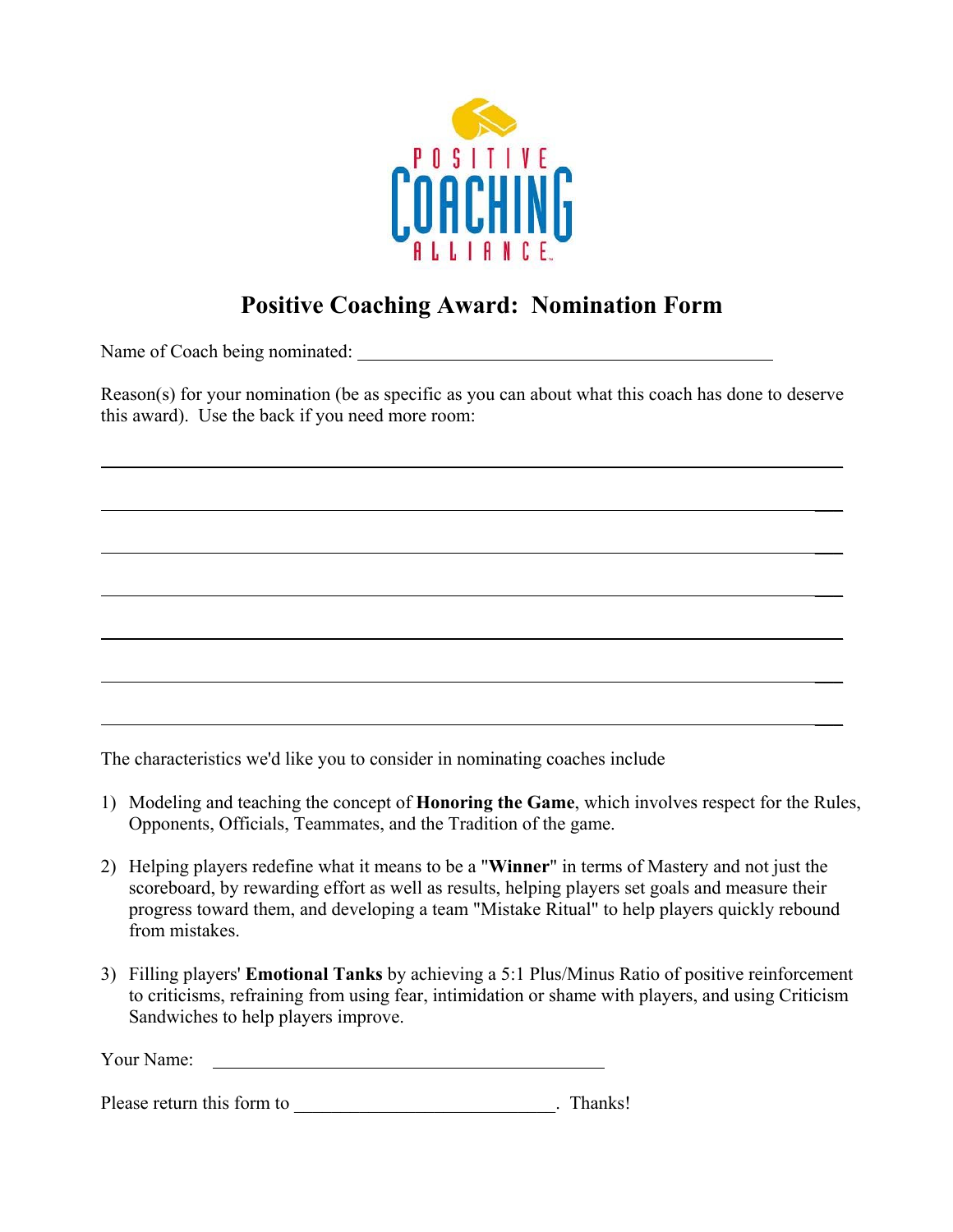# Positive Coaching Award: Nomination Form

Name of Coach being nominated: ______________________________________________

Reason(s) for your nomination (be as specific as you can about what this coach has done to deserve this award). Use the back if you need more room:

_______________________________________________________________________________

_______________________________________________________________________________

_______________________________________________________________________________

_______________________________________________________________________________

_______________________________________________________________________________

_______________________________________________________________________________

_______________________________________________________________________________

The characteristics we'd like you to consider in nominating coaches include

1) Modeling and teaching the concept of **Honoring the Game**, which involves respect for the Rules, Opponents, Officials, Teammates, and the Tradition of the game.

2) Helping players redefine what it means to be a "**Winner**" in terms of Mastery and not just the scoreboard, by rewarding effort as well as results, helping players set goals and measure their progress toward them, and developing a team "Mistake Ritual" to help players quickly rebound from mistakes.

3) Filling players' **Emotional Tanks** by achieving a 5:1 Plus/Minus Ratio of positive reinforcement to criticisms, refraining from using fear, intimidation or shame with players, and using Criticism Sandwiches to help players improve.

Your Name: ____________________________________________

Please return this form to ____________________________. Thanks!